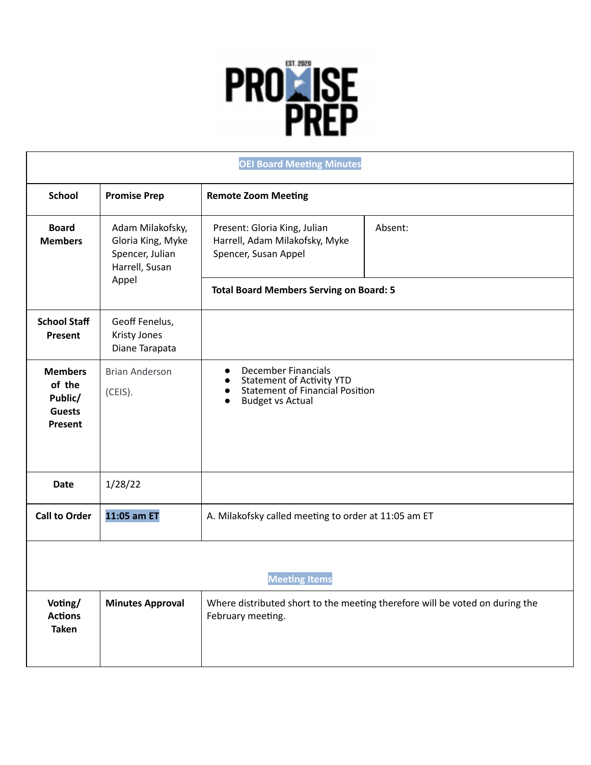EST. 2020 PROMISE PREP

| OEI Board Meeting Minutes | | | |
|---|---|---|---|
| School | Promise Prep | Remote Zoom Meeting | |
| Board Members | Adam Milakofsky, Gloria King, Myke Spencer, Julian Harrell, Susan Appel | Present: Gloria King, Julian Harrell, Adam Milakofsky, Myke Spencer, Susan Appel | Absent: |
| | | Total Board Members Serving on Board: 5 | |
| School Staff Present | Geoff Fenelus, Kristy Jones, Diane Tarapata | | |
| Members of the Public/ Guests Present | Brian Anderson (CEIS). | • December Financials<br>• Statement of Activity YTD<br>• Statement of Financial Position<br>• Budget vs Actual | |
| Date | 1/28/22 | | |
| Call to Order | 11:05 am ET | A. Milakofsky called meeting to order at 11:05 am ET | |
| Meeting Items | | | |
| Voting/ Actions Taken | Minutes Approval | Where distributed short to the meeting therefore will be voted on during the February meeting. | |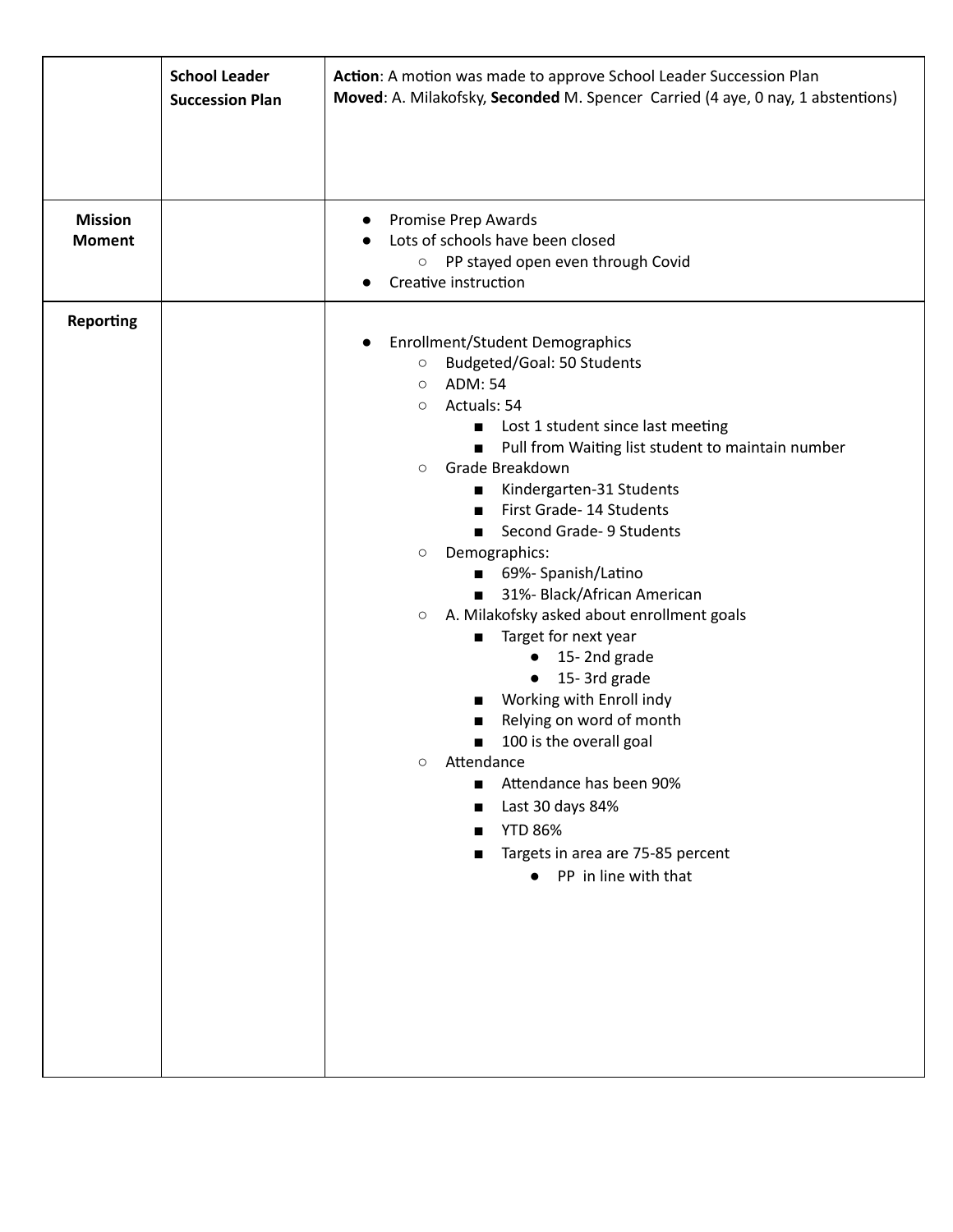| | | |
|---|---|---|
| | **School Leader Succession Plan** | **Action**: A motion was made to approve School Leader Succession Plan<br>**Moved**: A. Milakofsky, **Seconded** M. Spencer Carried (4 aye, 0 nay, 1 abstentions) |
| **Mission Moment** | | • Promise Prep Awards<br>• Lots of schools have been closed<br>&nbsp;&nbsp;&nbsp;&nbsp;○ PP stayed open even through Covid<br>• Creative instruction |
| **Reporting** | | • Enrollment/Student Demographics<br>&nbsp;&nbsp;&nbsp;&nbsp;○ Budgeted/Goal: 50 Students<br>&nbsp;&nbsp;&nbsp;&nbsp;○ ADM: 54<br>&nbsp;&nbsp;&nbsp;&nbsp;○ Actuals: 54<br>&nbsp;&nbsp;&nbsp;&nbsp;&nbsp;&nbsp;&nbsp;&nbsp;■ Lost 1 student since last meeting<br>&nbsp;&nbsp;&nbsp;&nbsp;&nbsp;&nbsp;&nbsp;&nbsp;■ Pull from Waiting list student to maintain number<br>&nbsp;&nbsp;&nbsp;&nbsp;○ Grade Breakdown<br>&nbsp;&nbsp;&nbsp;&nbsp;&nbsp;&nbsp;&nbsp;&nbsp;■ Kindergarten-31 Students<br>&nbsp;&nbsp;&nbsp;&nbsp;&nbsp;&nbsp;&nbsp;&nbsp;■ First Grade- 14 Students<br>&nbsp;&nbsp;&nbsp;&nbsp;&nbsp;&nbsp;&nbsp;&nbsp;■ Second Grade- 9 Students<br>&nbsp;&nbsp;&nbsp;&nbsp;○ Demographics:<br>&nbsp;&nbsp;&nbsp;&nbsp;&nbsp;&nbsp;&nbsp;&nbsp;■ 69%- Spanish/Latino<br>&nbsp;&nbsp;&nbsp;&nbsp;&nbsp;&nbsp;&nbsp;&nbsp;■ 31%- Black/African American<br>&nbsp;&nbsp;&nbsp;&nbsp;○ A. Milakofsky asked about enrollment goals<br>&nbsp;&nbsp;&nbsp;&nbsp;&nbsp;&nbsp;&nbsp;&nbsp;■ Target for next year<br>&nbsp;&nbsp;&nbsp;&nbsp;&nbsp;&nbsp;&nbsp;&nbsp;&nbsp;&nbsp;&nbsp;&nbsp;• 15- 2nd grade<br>&nbsp;&nbsp;&nbsp;&nbsp;&nbsp;&nbsp;&nbsp;&nbsp;&nbsp;&nbsp;&nbsp;&nbsp;• 15- 3rd grade<br>&nbsp;&nbsp;&nbsp;&nbsp;&nbsp;&nbsp;&nbsp;&nbsp;■ Working with Enroll indy<br>&nbsp;&nbsp;&nbsp;&nbsp;&nbsp;&nbsp;&nbsp;&nbsp;■ Relying on word of month<br>&nbsp;&nbsp;&nbsp;&nbsp;&nbsp;&nbsp;&nbsp;&nbsp;■ 100 is the overall goal<br>&nbsp;&nbsp;&nbsp;&nbsp;○ Attendance<br>&nbsp;&nbsp;&nbsp;&nbsp;&nbsp;&nbsp;&nbsp;&nbsp;■ Attendance has been 90%<br>&nbsp;&nbsp;&nbsp;&nbsp;&nbsp;&nbsp;&nbsp;&nbsp;■ Last 30 days 84%<br>&nbsp;&nbsp;&nbsp;&nbsp;&nbsp;&nbsp;&nbsp;&nbsp;■ YTD 86%<br>&nbsp;&nbsp;&nbsp;&nbsp;&nbsp;&nbsp;&nbsp;&nbsp;■ Targets in area are 75-85 percent<br>&nbsp;&nbsp;&nbsp;&nbsp;&nbsp;&nbsp;&nbsp;&nbsp;&nbsp;&nbsp;&nbsp;&nbsp;• PP in line with that |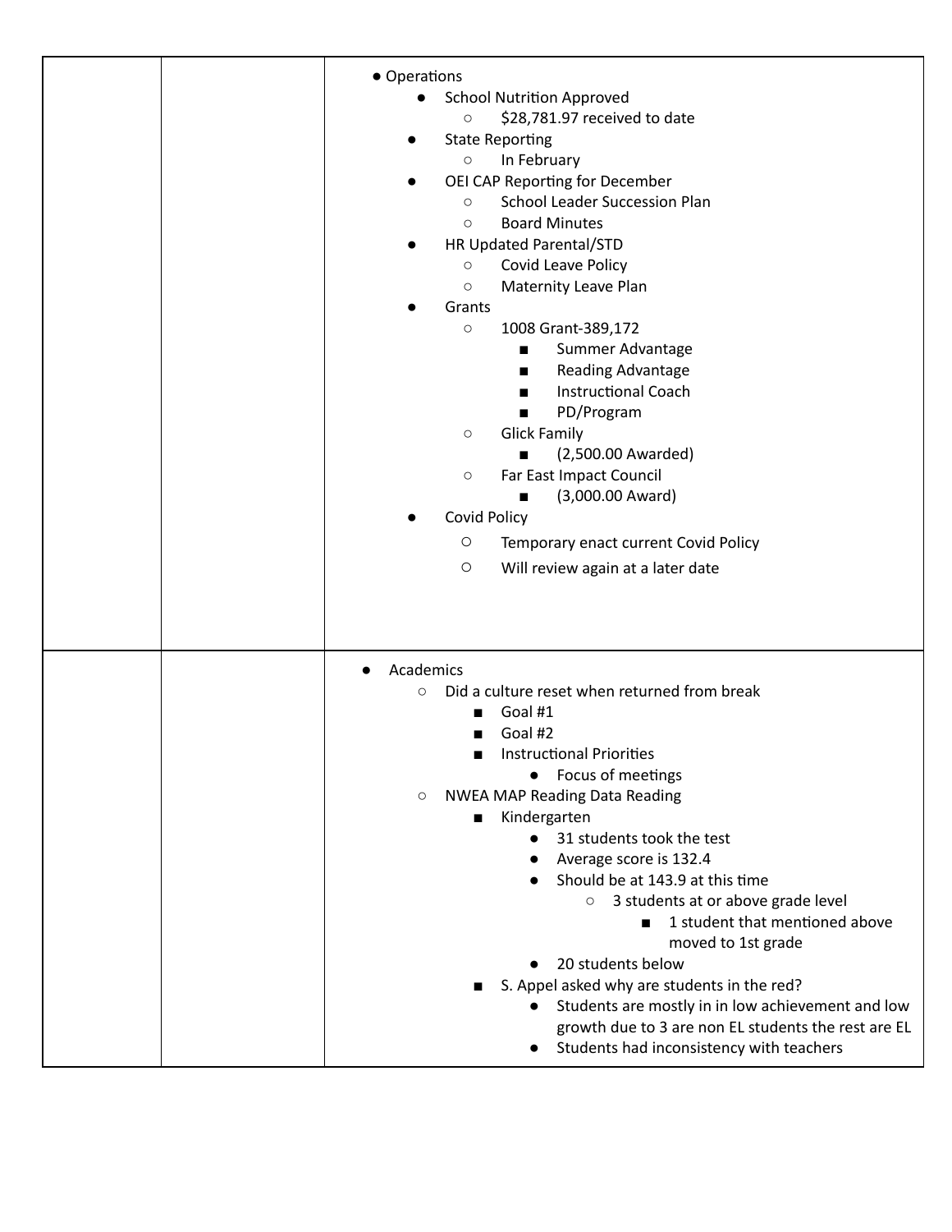| | | <ul><li>Operations<ul><li>School Nutrition Approved<ul><li>$28,781.97 received to date</li></ul></li><li>State Reporting<ul><li>In February</li></ul></li><li>OEI CAP Reporting for December<ul><li>School Leader Succession Plan</li><li>Board Minutes</li></ul></li><li>HR Updated Parental/STD<ul><li>Covid Leave Policy</li><li>Maternity Leave Plan</li></ul></li><li>Grants<ul><li>1008 Grant-389,172<ul><li>Summer Advantage</li><li>Reading Advantage</li><li>Instructional Coach</li><li>PD/Program</li></ul></li><li>Glick Family<ul><li>(2,500.00 Awarded)</li></ul></li><li>Far East Impact Council<ul><li>(3,000.00 Award)</li></ul></li></ul></li><li>Covid Policy<ul><li>Temporary enact current Covid Policy</li><li>Will review again at a later date</li></ul></li></ul></li></ul> |
|---|---|---|
| | | <ul><li>Academics<ul><li>Did a culture reset when returned from break<ul><li>Goal #1</li><li>Goal #2</li><li>Instructional Priorities<ul><li>Focus of meetings</li></ul></li></ul></li><li>NWEA MAP Reading Data Reading<ul><li>Kindergarten<ul><li>31 students took the test</li><li>Average score is 132.4</li><li>Should be at 143.9 at this time<ul><li>3 students at or above grade level<ul><li>1 student that mentioned above moved to 1st grade</li></ul></li></ul></li><li>20 students below</li></ul></li><li>S. Appel asked why are students in the red?<ul><li>Students are mostly in in low achievement and low growth due to 3 are non EL students the rest are EL</li><li>Students had inconsistency with teachers</li></ul></li></ul></li></ul></li></ul> |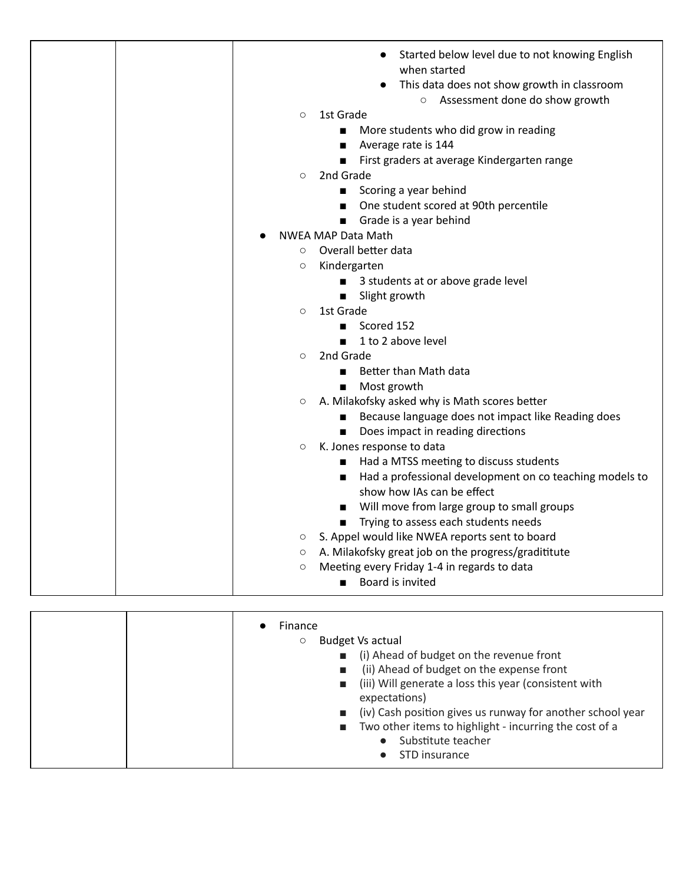| | | <ul><li>Started below level due to not knowing English when started</li><li>This data does not show growth in classroom<ul><li>Assessment done do show growth</li></ul></li></ul><ul><li>1st Grade<ul><li>More students who did grow in reading</li><li>Average rate is 144</li><li>First graders at average Kindergarten range</li></ul></li><li>2nd Grade<ul><li>Scoring a year behind</li><li>One student scored at 90th percentile</li><li>Grade is a year behind</li></ul></li></ul><ul><li>NWEA MAP Data Math<ul><li>Overall better data</li><li>Kindergarten<ul><li>3 students at or above grade level</li><li>Slight growth</li></ul></li><li>1st Grade<ul><li>Scored 152</li><li>1 to 2 above level</li></ul></li><li>2nd Grade<ul><li>Better than Math data</li><li>Most growth</li></ul></li><li>A. Milakofsky asked why is Math scores better<ul><li>Because language does not impact like Reading does</li><li>Does impact in reading directions</li></ul></li><li>K. Jones response to data<ul><li>Had a MTSS meeting to discuss students</li><li>Had a professional development on co teaching models to show how IAs can be effect</li><li>Will move from large group to small groups</li><li>Trying to assess each students needs</li></ul></li><li>S. Appel would like NWEA reports sent to board</li><li>A. Milakofsky great job on the progress/graditiitute</li><li>Meeting every Friday 1-4 in regards to data<ul><li>Board is invited</li></ul></li></ul></li></ul> |
|---|---|---|

| | | <ul><li>Finance<ul><li>Budget Vs actual<ul><li>(i) Ahead of budget on the revenue front</li><li>(ii) Ahead of budget on the expense front</li><li>(iii) Will generate a loss this year (consistent with expectations)</li><li>(iv) Cash position gives us runway for another school year</li><li>Two other items to highlight - incurring the cost of a<ul><li>Substitute teacher</li><li>STD insurance</li></ul></li></ul></li></ul></li></ul> |
|---|---|---|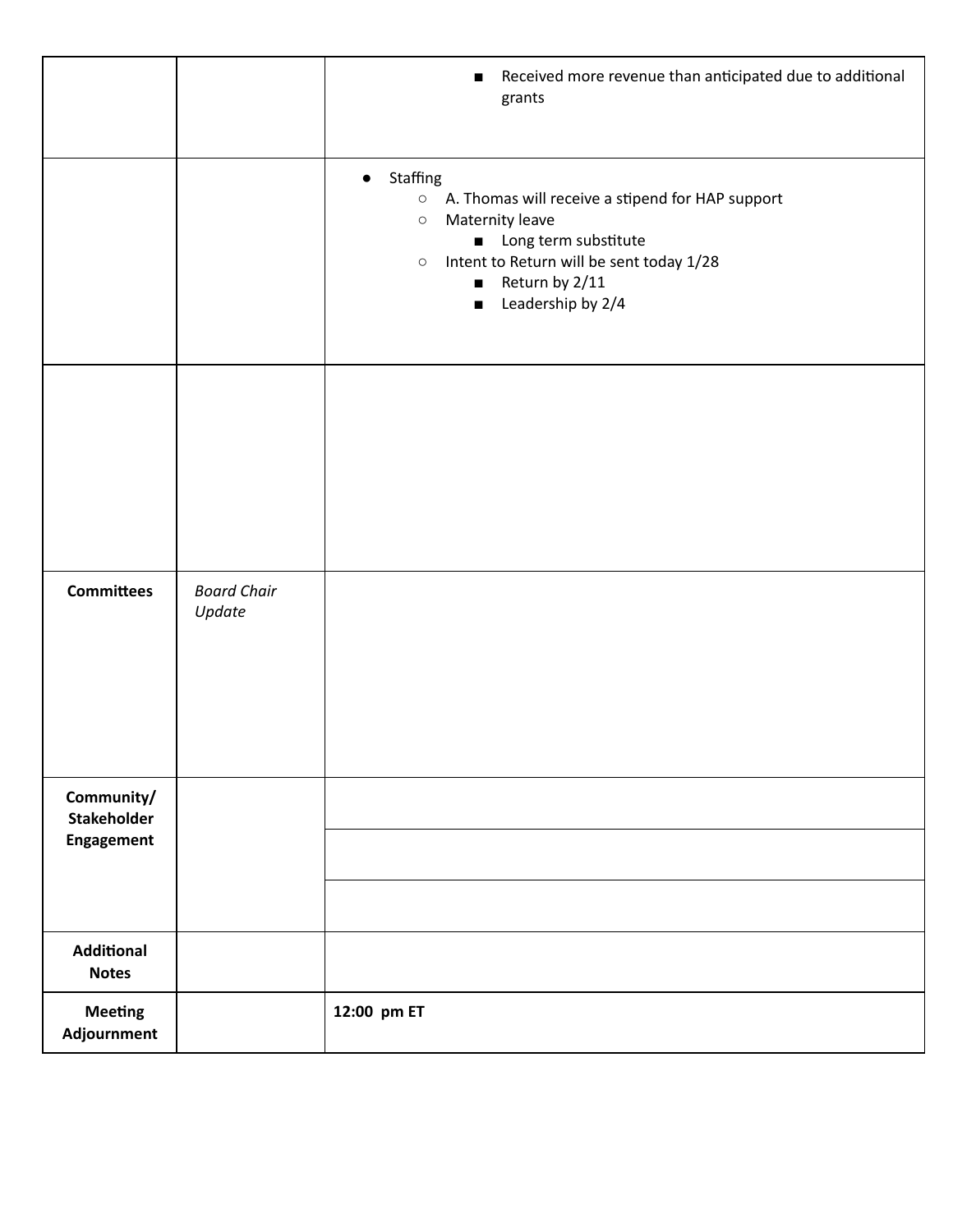| | | |
|---|---|---|
| | | ■ Received more revenue than anticipated due to additional grants |
| | | ● Staffing<br>○ A. Thomas will receive a stipend for HAP support<br>○ Maternity leave<br>■ Long term substitute<br>○ Intent to Return will be sent today 1/28<br>■ Return by 2/11<br>■ Leadership by 2/4 |
| | | |
| **Committees** | *Board Chair Update* | |
| **Community/ Stakeholder Engagement** | | |
| | | |
| | | |
| **Additional Notes** | | |
| **Meeting Adjournment** | | **12:00 pm ET** |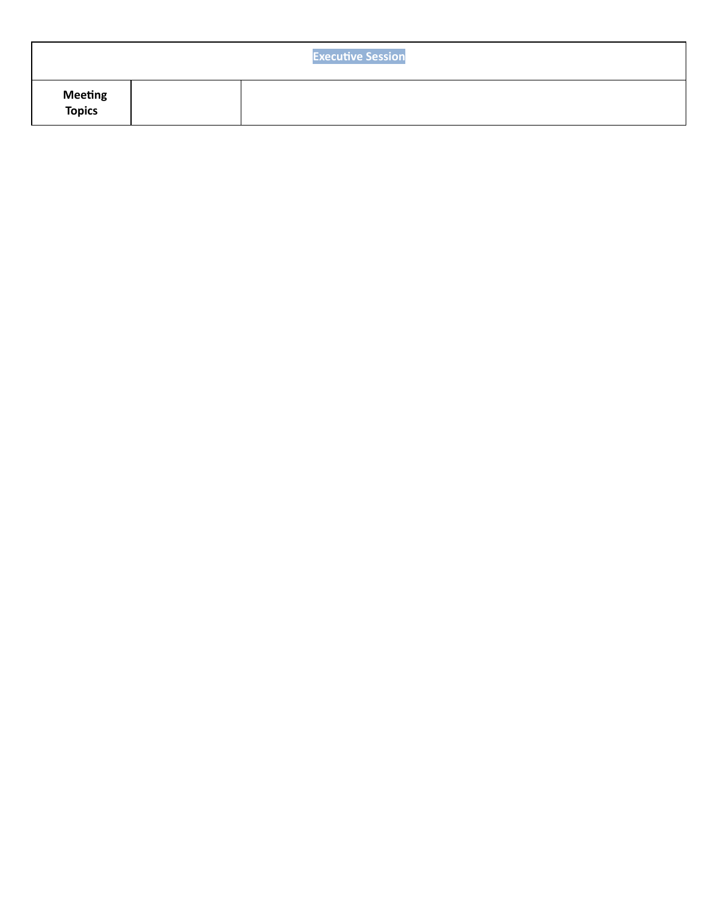| Executive Session | | |
|---|---|---|
| **Meeting Topics** | | |